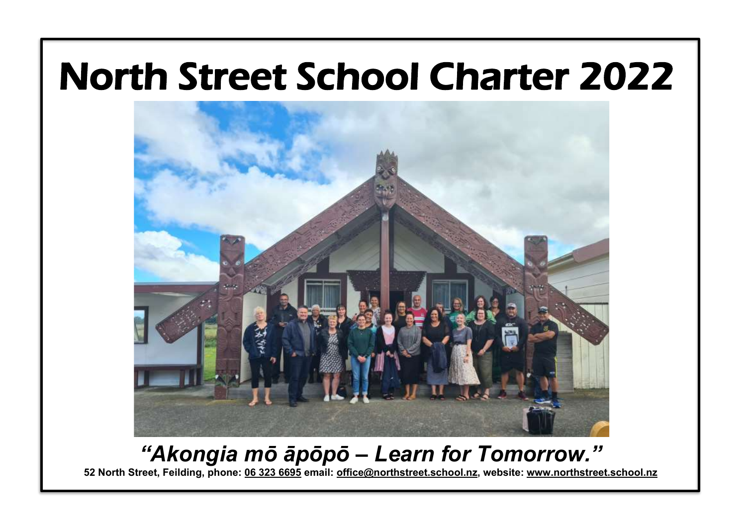# North Street School Charter 2022

***"Akongia mō āpōpō – Learn for Tomorrow."***

**52 North Street, Feilding, phone: 06 323 6695 email: office@northstreet.school.nz, website: www.northstreet.school.nz**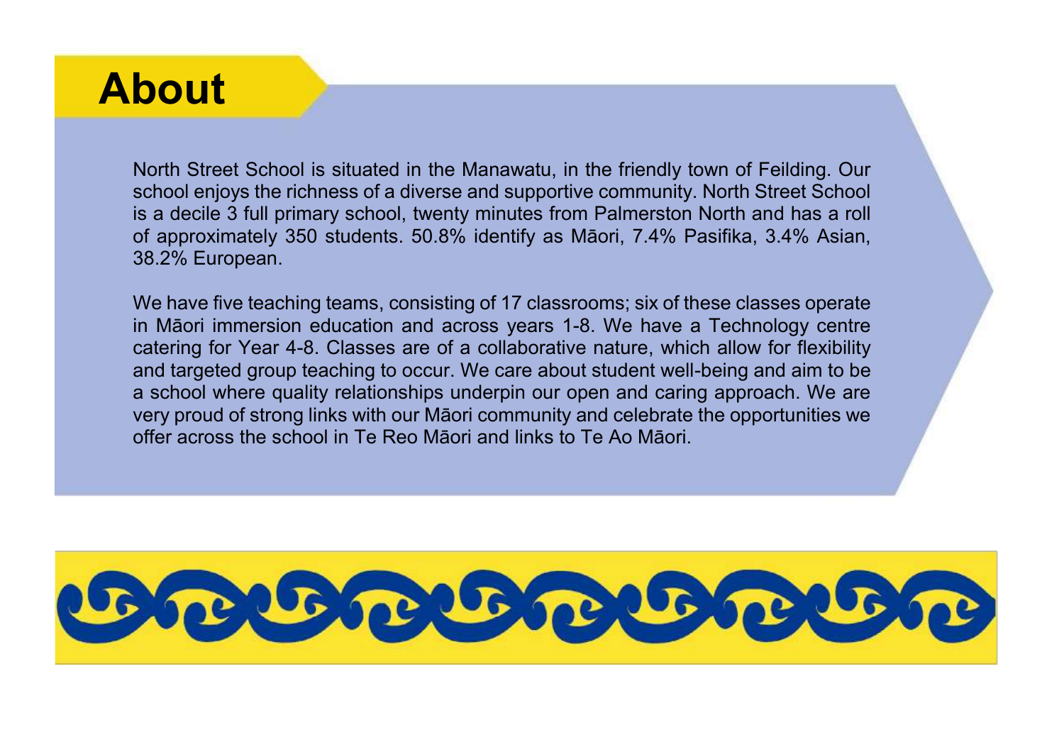# About

North Street School is situated in the Manawatu, in the friendly town of Feilding. Our school enjoys the richness of a diverse and supportive community. North Street School is a decile 3 full primary school, twenty minutes from Palmerston North and has a roll of approximately 350 students. 50.8% identify as Māori, 7.4% Pasifika, 3.4% Asian, 38.2% European.

We have five teaching teams, consisting of 17 classrooms; six of these classes operate in Māori immersion education and across years 1-8. We have a Technology centre catering for Year 4-8. Classes are of a collaborative nature, which allow for flexibility and targeted group teaching to occur. We care about student well-being and aim to be a school where quality relationships underpin our open and caring approach. We are very proud of strong links with our Māori community and celebrate the opportunities we offer across the school in Te Reo Māori and links to Te Ao Māori.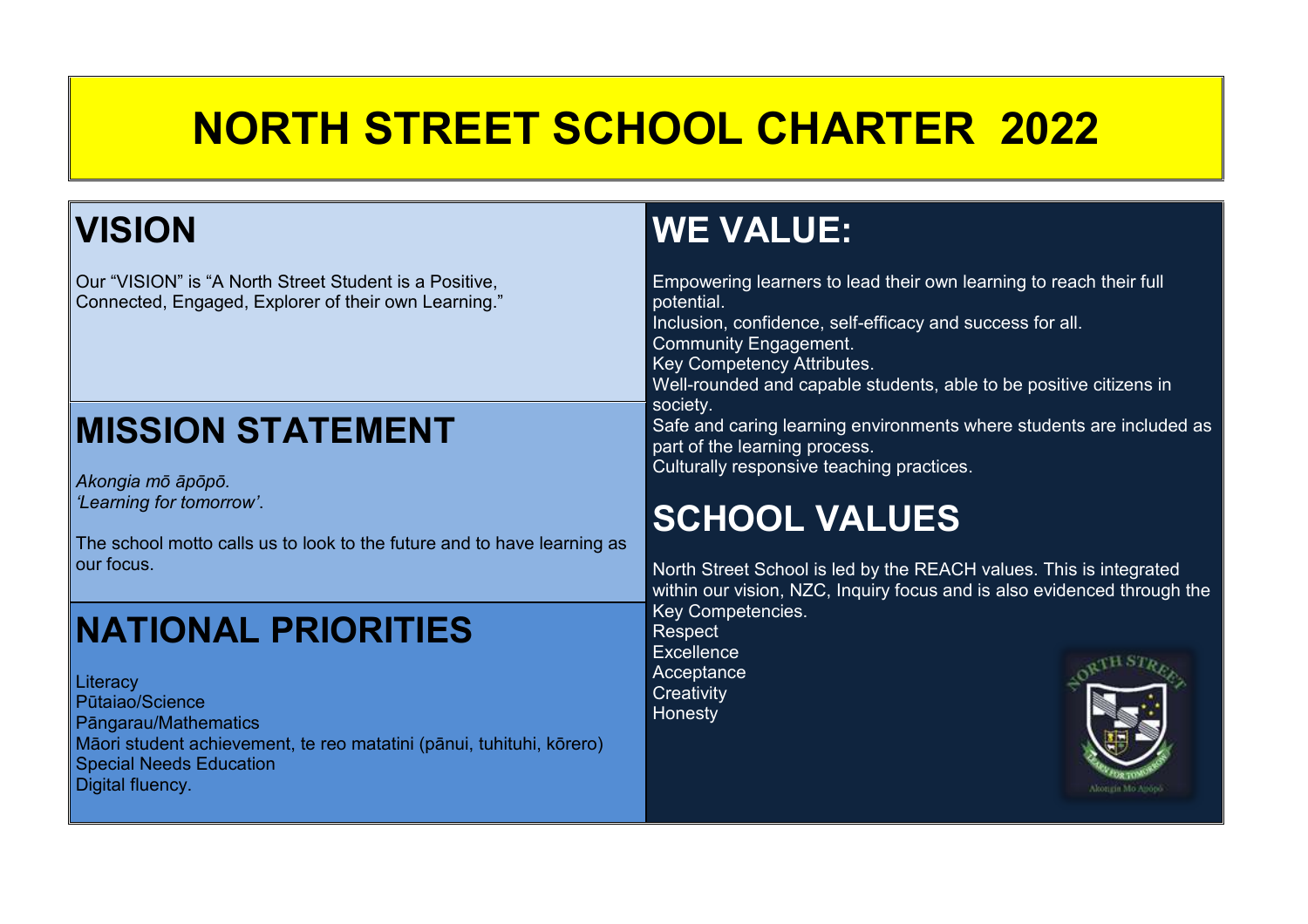# NORTH STREET SCHOOL CHARTER 2022

## VISION

Our "VISION" is "A North Street Student is a Positive, Connected, Engaged, Explorer of their own Learning."

## MISSION STATEMENT

*Akongia mō āpōpō.*
*'Learning for tomorrow'.*

The school motto calls us to look to the future and to have learning as our focus.

## NATIONAL PRIORITIES

Literacy
Pūtaiao/Science
Pāngarau/Mathematics
Māori student achievement, te reo matatini (pānui, tuhituhi, kōrero)
Special Needs Education
Digital fluency.

## WE VALUE:

Empowering learners to lead their own learning to reach their full potential.
Inclusion, confidence, self-efficacy and success for all.
Community Engagement.
Key Competency Attributes.
Well-rounded and capable students, able to be positive citizens in society.
Safe and caring learning environments where students are included as part of the learning process.
Culturally responsive teaching practices.

## SCHOOL VALUES

North Street School is led by the REACH values. This is integrated within our vision, NZC, Inquiry focus and is also evidenced through the Key Competencies.

Respect
Excellence
Acceptance
Creativity
Honesty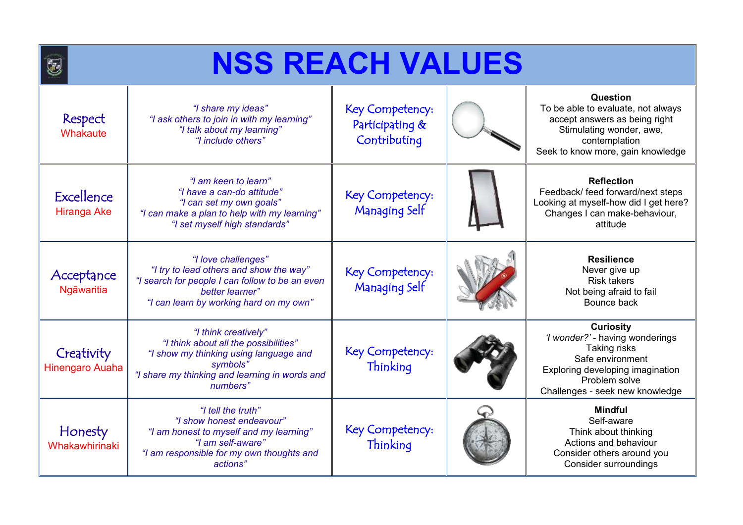# NSS REACH VALUES

| Value | Statements | Key Competency | | Description |
|---|---|---|---|---|
| Respect<br>Whakaute | *"I share my ideas"*<br>*"I ask others to join in with my learning"*<br>*"I talk about my learning"*<br>*"I include others"* | Key Competency: Participating & Contributing | | **Question**<br>To be able to evaluate, not always accept answers as being right<br>Stimulating wonder, awe, contemplation<br>Seek to know more, gain knowledge |
| Excellence<br>Hiranga Ake | *"I am keen to learn"*<br>*"I have a can-do attitude"*<br>*"I can set my own goals"*<br>*"I can make a plan to help with my learning"*<br>*"I set myself high standards"* | Key Competency: Managing Self | | **Reflection**<br>Feedback/ feed forward/next steps<br>Looking at myself-how did I get here?<br>Changes I can make-behaviour, attitude |
| Acceptance<br>Ngāwaritia | *"I love challenges"*<br>*"I try to lead others and show the way"*<br>*"I search for people I can follow to be an even better learner"*<br>*"I can learn by working hard on my own"* | Key Competency: Managing Self | | **Resilience**<br>Never give up<br>Risk takers<br>Not being afraid to fail<br>Bounce back |
| Creativity<br>Hinengaro Auaha | *"I think creatively"*<br>*"I think about all the possibilities"*<br>*"I show my thinking using language and symbols"*<br>*"I share my thinking and learning in words and numbers"* | Key Competency: Thinking | | **Curiosity**<br>*'I wonder?'* - having wonderings<br>Taking risks<br>Safe environment<br>Exploring developing imagination<br>Problem solve<br>Challenges - seek new knowledge |
| Honesty<br>Whakawhirinaki | *"I tell the truth"*<br>*"I show honest endeavour"*<br>*"I am honest to myself and my learning"*<br>*"I am self-aware"*<br>*"I am responsible for my own thoughts and actions"* | Key Competency: Thinking | | **Mindful**<br>Self-aware<br>Think about thinking<br>Actions and behaviour<br>Consider others around you<br>Consider surroundings |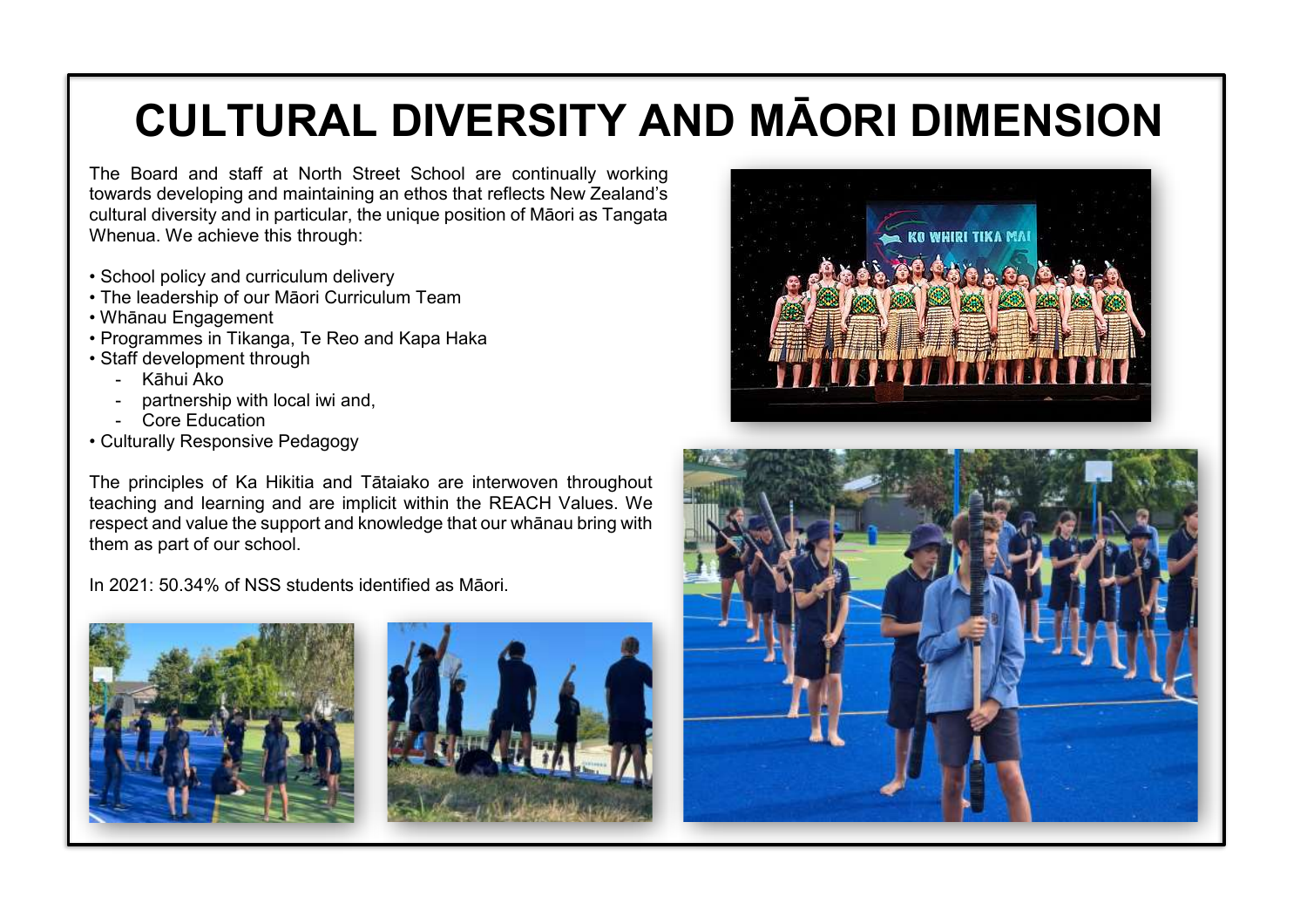# CULTURAL DIVERSITY AND MĀORI DIMENSION

The Board and staff at North Street School are continually working towards developing and maintaining an ethos that reflects New Zealand's cultural diversity and in particular, the unique position of Māori as Tangata Whenua. We achieve this through:

- School policy and curriculum delivery
- The leadership of our Māori Curriculum Team
- Whānau Engagement
- Programmes in Tikanga, Te Reo and Kapa Haka
- Staff development through
  - Kāhui Ako
  - partnership with local iwi and,
  - Core Education
- Culturally Responsive Pedagogy

The principles of Ka Hikitia and Tātaiako are interwoven throughout teaching and learning and are implicit within the REACH Values. We respect and value the support and knowledge that our whānau bring with them as part of our school.

In 2021: 50.34% of NSS students identified as Māori.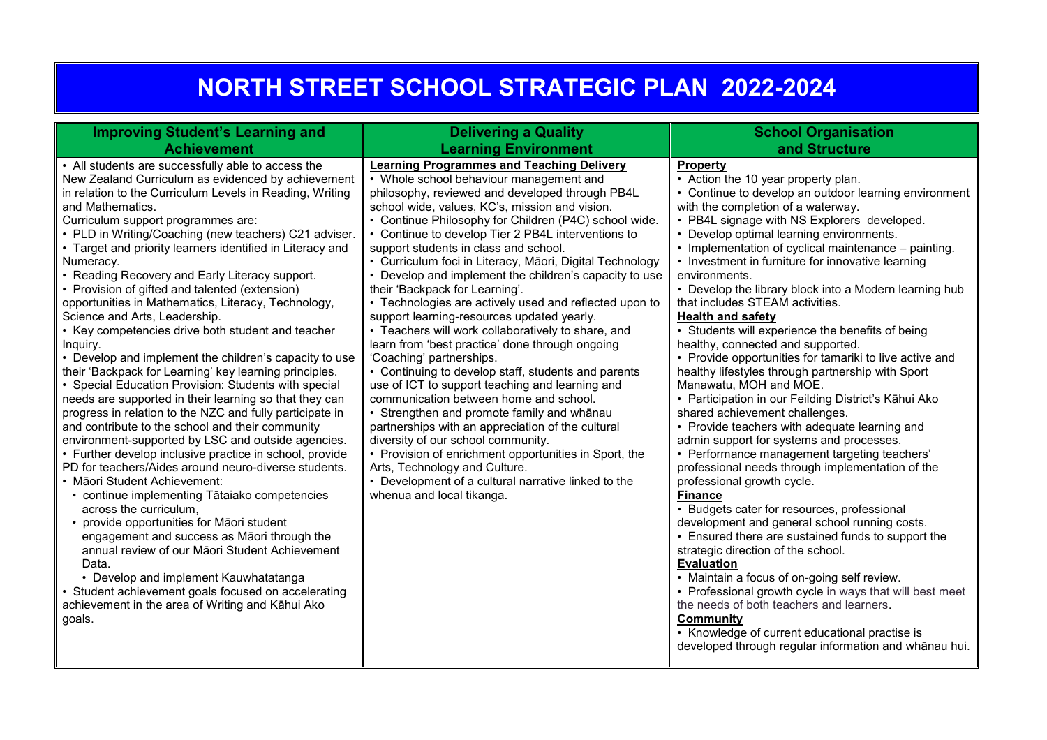# NORTH STREET SCHOOL STRATEGIC PLAN 2022-2024

| Improving Student's Learning and Achievement | Delivering a Quality Learning Environment | School Organisation and Structure |
|---|---|---|
| • All students are successfully able to access the New Zealand Curriculum as evidenced by achievement in relation to the Curriculum Levels in Reading, Writing and Mathematics.<br>Curriculum support programmes are:<br>• PLD in Writing/Coaching (new teachers) C21 adviser.<br>• Target and priority learners identified in Literacy and Numeracy.<br>• Reading Recovery and Early Literacy support.<br>• Provision of gifted and talented (extension) opportunities in Mathematics, Literacy, Technology, Science and Arts, Leadership.<br>• Key competencies drive both student and teacher Inquiry.<br>• Develop and implement the children's capacity to use their 'Backpack for Learning' key learning principles.<br>• Special Education Provision: Students with special needs are supported in their learning so that they can progress in relation to the NZC and fully participate in and contribute to the school and their community environment-supported by LSC and outside agencies.<br>• Further develop inclusive practice in school, provide PD for teachers/Aides around neuro-diverse students.<br>• Māori Student Achievement:<br>• continue implementing Tātaiako competencies across the curriculum,<br>• provide opportunities for Māori student engagement and success as Māori through the annual review of our Māori Student Achievement Data.<br>• Develop and implement Kauwhatatanga<br>• Student achievement goals focused on accelerating achievement in the area of Writing and Kāhui Ako goals. | **Learning Programmes and Teaching Delivery**<br>• Whole school behaviour management and philosophy, reviewed and developed through PB4L school wide, values, KC's, mission and vision.<br>• Continue Philosophy for Children (P4C) school wide.<br>• Continue to develop Tier 2 PB4L interventions to support students in class and school.<br>• Curriculum foci in Literacy, Māori, Digital Technology<br>• Develop and implement the children's capacity to use their 'Backpack for Learning'.<br>• Technologies are actively used and reflected upon to support learning-resources updated yearly.<br>• Teachers will work collaboratively to share, and learn from 'best practice' done through ongoing 'Coaching' partnerships.<br>• Continuing to develop staff, students and parents use of ICT to support teaching and learning and communication between home and school.<br>• Strengthen and promote family and whānau partnerships with an appreciation of the cultural diversity of our school community.<br>• Provision of enrichment opportunities in Sport, the Arts, Technology and Culture.<br>• Development of a cultural narrative linked to the whenua and local tikanga. | **Property**<br>• Action the 10 year property plan.<br>• Continue to develop an outdoor learning environment with the completion of a waterway.<br>• PB4L signage with NS Explorers developed.<br>• Develop optimal learning environments.<br>• Implementation of cyclical maintenance – painting.<br>• Investment in furniture for innovative learning environments.<br>• Develop the library block into a Modern learning hub that includes STEAM activities.<br>**Health and safety**<br>• Students will experience the benefits of being healthy, connected and supported.<br>• Provide opportunities for tamariki to live active and healthy lifestyles through partnership with Sport Manawatu, MOH and MOE.<br>• Participation in our Feilding District's Kāhui Ako shared achievement challenges.<br>• Provide teachers with adequate learning and admin support for systems and processes.<br>• Performance management targeting teachers' professional needs through implementation of the professional growth cycle.<br>**Finance**<br>• Budgets cater for resources, professional development and general school running costs.<br>• Ensured there are sustained funds to support the strategic direction of the school.<br>**Evaluation**<br>• Maintain a focus of on-going self review.<br>• Professional growth cycle in ways that will best meet the needs of both teachers and learners.<br>**Community**<br>• Knowledge of current educational practise is developed through regular information and whānau hui. |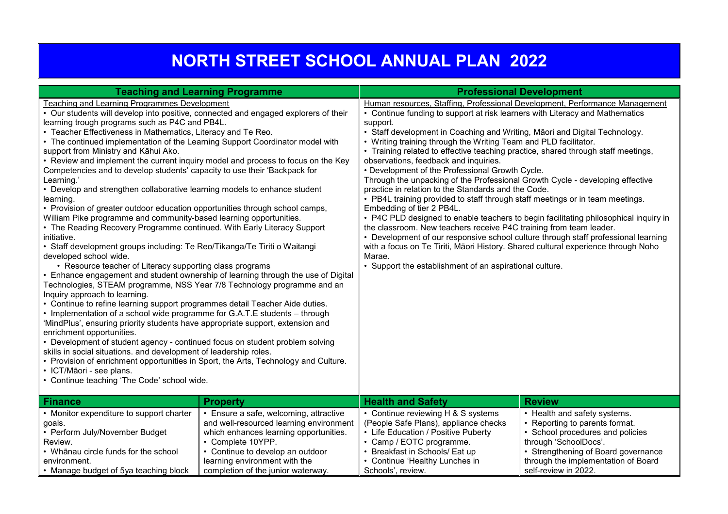# NORTH STREET SCHOOL ANNUAL PLAN 2022

## Teaching and Learning Programme

Teaching and Learning Programmes Development

- Our students will develop into positive, connected and engaged explorers of their learning trough programs such as P4C and PB4L.
- Teacher Effectiveness in Mathematics, Literacy and Te Reo.
- The continued implementation of the Learning Support Coordinator model with support from Ministry and Kāhui Ako.
- Review and implement the current inquiry model and process to focus on the Key Competencies and to develop students' capacity to use their 'Backpack for Learning.'
- Develop and strengthen collaborative learning models to enhance student learning.
- Provision of greater outdoor education opportunities through school camps, William Pike programme and community-based learning opportunities.
- The Reading Recovery Programme continued. With Early Literacy Support initiative.
- Staff development groups including: Te Reo/Tikanga/Te Tiriti o Waitangi developed school wide.
  - Resource teacher of Literacy supporting class programs
- Enhance engagement and student ownership of learning through the use of Digital Technologies, STEAM programme, NSS Year 7/8 Technology programme and an Inquiry approach to learning.
- Continue to refine learning support programmes detail Teacher Aide duties.
- Implementation of a school wide programme for G.A.T.E students – through 'MindPlus', ensuring priority students have appropriate support, extension and enrichment opportunities.
- Development of student agency - continued focus on student problem solving skills in social situations. and development of leadership roles.
- Provision of enrichment opportunities in Sport, the Arts, Technology and Culture.
- ICT/Māori - see plans.
- Continue teaching 'The Code' school wide.

## Professional Development

Human resources, Staffing, Professional Development, Performance Management

- Continue funding to support at risk learners with Literacy and Mathematics support.
- Staff development in Coaching and Writing, Māori and Digital Technology.
- Writing training through the Writing Team and PLD facilitator.
- Training related to effective teaching practice, shared through staff meetings, observations, feedback and inquiries.
- Development of the Professional Growth Cycle.

Through the unpacking of the Professional Growth Cycle - developing effective practice in relation to the Standards and the Code.

- PB4L training provided to staff through staff meetings or in team meetings. Embedding of tier 2 PB4L.
- P4C PLD designed to enable teachers to begin facilitating philosophical inquiry in the classroom. New teachers receive P4C training from team leader.
- Development of our responsive school culture through staff professional learning with a focus on Te Tiriti, Māori History. Shared cultural experience through Noho Marae.
- Support the establishment of an aspirational culture.

| Finance | Property | Health and Safety | Review |
|---|---|---|---|
| • Monitor expenditure to support charter goals.<br>• Perform July/November Budget Review.<br>• Whānau circle funds for the school environment.<br>• Manage budget of 5ya teaching block | • Ensure a safe, welcoming, attractive and well-resourced learning environment which enhances learning opportunities.<br>• Complete 10YPP.<br>• Continue to develop an outdoor learning environment with the completion of the junior waterway. | • Continue reviewing H & S systems (People Safe Plans), appliance checks<br>• Life Education / Positive Puberty<br>• Camp / EOTC programme.<br>• Breakfast in Schools/ Eat up<br>• Continue 'Healthy Lunches in Schools', review. | • Health and safety systems.<br>• Reporting to parents format.<br>• School procedures and policies through 'SchoolDocs'.<br>• Strengthening of Board governance through the implementation of Board self-review in 2022. |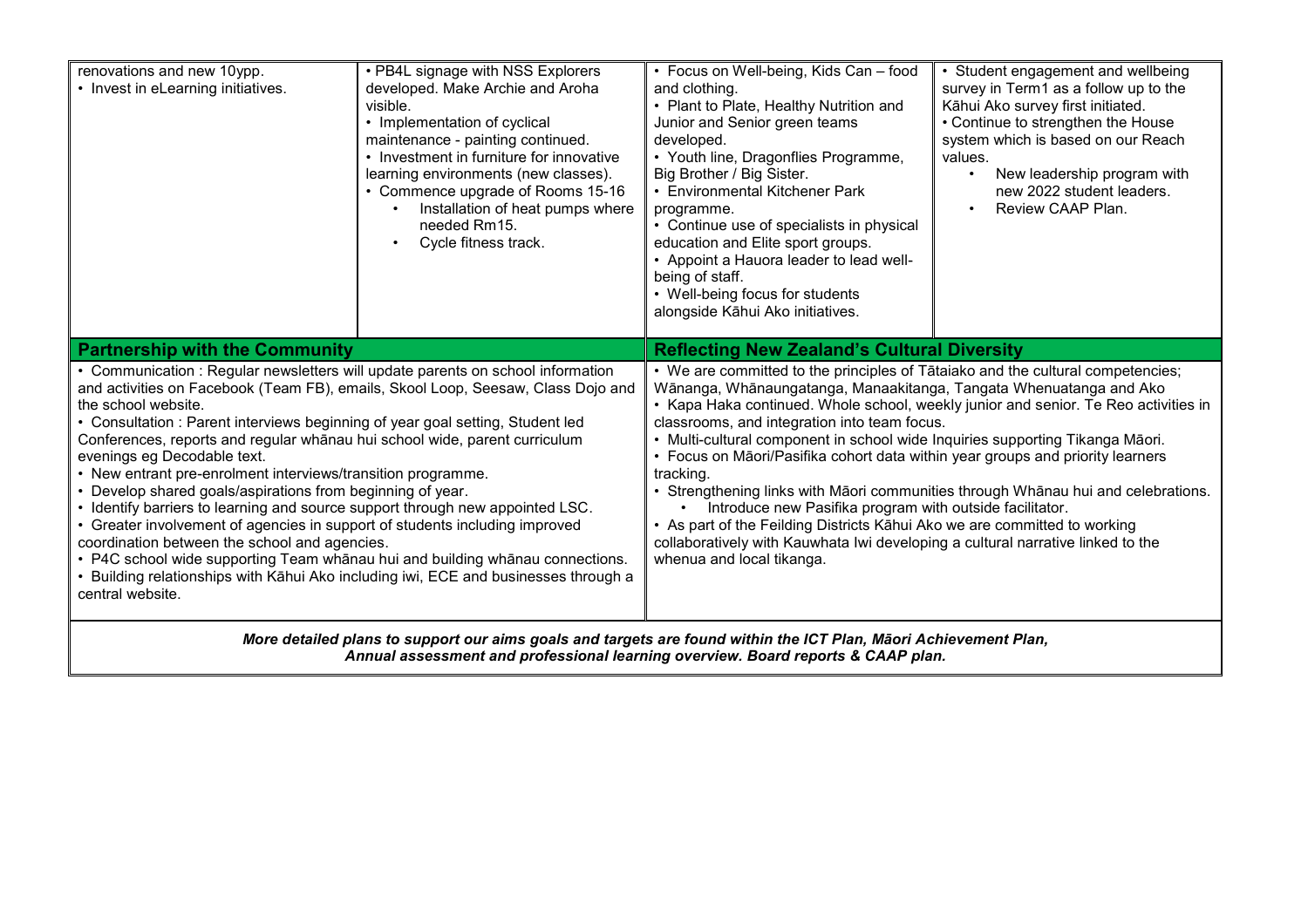| | | | |
|---|---|---|---|
| renovations and new 10ypp.<br>• Invest in eLearning initiatives. | • PB4L signage with NSS Explorers developed. Make Archie and Aroha visible.<br>• Implementation of cyclical maintenance - painting continued.<br>• Investment in furniture for innovative learning environments (new classes).<br>• Commence upgrade of Rooms 15-16<br>  • Installation of heat pumps where needed Rm15.<br>  • Cycle fitness track. | • Focus on Well-being, Kids Can – food and clothing.<br>• Plant to Plate, Healthy Nutrition and Junior and Senior green teams developed.<br>• Youth line, Dragonflies Programme, Big Brother / Big Sister.<br>• Environmental Kitchener Park programme.<br>• Continue use of specialists in physical education and Elite sport groups.<br>• Appoint a Hauora leader to lead well-being of staff.<br>• Well-being focus for students alongside Kāhui Ako initiatives. | • Student engagement and wellbeing survey in Term1 as a follow up to the Kāhui Ako survey first initiated.<br>• Continue to strengthen the House system which is based on our Reach values.<br>  • New leadership program with new 2022 student leaders.<br>  • Review CAAP Plan. |

| **Partnership with the Community** | **Reflecting New Zealand's Cultural Diversity** |
|---|---|
| • Communication : Regular newsletters will update parents on school information and activities on Facebook (Team FB), emails, Skool Loop, Seesaw, Class Dojo and the school website.<br>• Consultation : Parent interviews beginning of year goal setting, Student led Conferences, reports and regular whānau hui school wide, parent curriculum evenings eg Decodable text.<br>• New entrant pre-enrolment interviews/transition programme.<br>• Develop shared goals/aspirations from beginning of year.<br>• Identify barriers to learning and source support through new appointed LSC.<br>• Greater involvement of agencies in support of students including improved coordination between the school and agencies.<br>• P4C school wide supporting Team whānau hui and building whānau connections.<br>• Building relationships with Kāhui Ako including iwi, ECE and businesses through a central website. | • We are committed to the principles of Tātaiako and the cultural competencies; Wānanga, Whānaungatanga, Manaakitanga, Tangata Whenuatanga and Ako<br>• Kapa Haka continued. Whole school, weekly junior and senior. Te Reo activities in classrooms, and integration into team focus.<br>• Multi-cultural component in school wide Inquiries supporting Tikanga Māori.<br>• Focus on Māori/Pasifika cohort data within year groups and priority learners tracking.<br>• Strengthening links with Māori communities through Whānau hui and celebrations.<br>  • Introduce new Pasifika program with outside facilitator.<br>• As part of the Feilding Districts Kāhui Ako we are committed to working collaboratively with Kauwhata Iwi developing a cultural narrative linked to the whenua and local tikanga. |

***More detailed plans to support our aims goals and targets are found within the ICT Plan, Māori Achievement Plan, Annual assessment and professional learning overview. Board reports & CAAP plan.***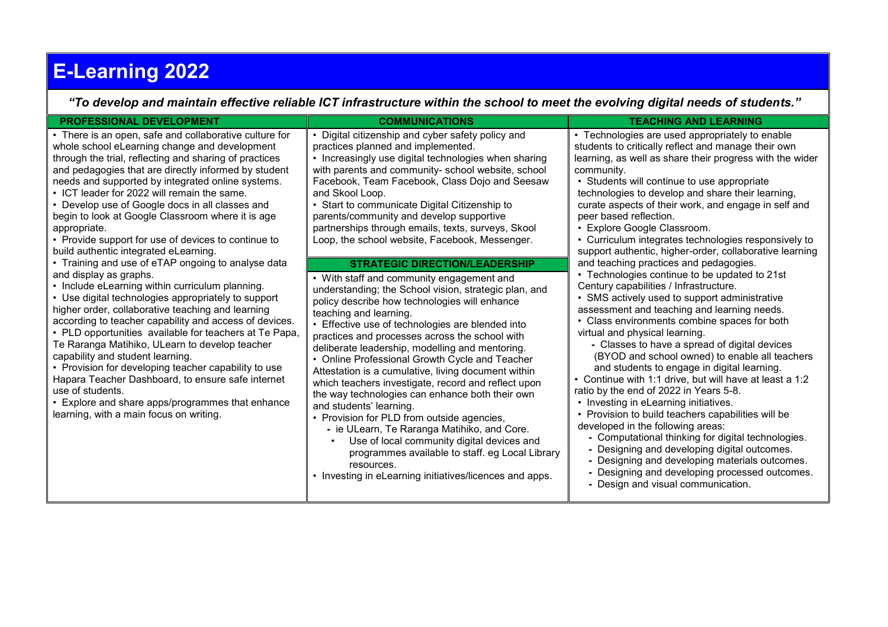# E-Learning 2022

***"To develop and maintain effective reliable ICT infrastructure within the school to meet the evolving digital needs of students."***

## PROFESSIONAL DEVELOPMENT

- There is an open, safe and collaborative culture for whole school eLearning change and development through the trial, reflecting and sharing of practices and pedagogies that are directly informed by student needs and supported by integrated online systems.
- ICT leader for 2022 will remain the same.
- Develop use of Google docs in all classes and begin to look at Google Classroom where it is age appropriate.
- Provide support for use of devices to continue to build authentic integrated eLearning.
- Training and use of eTAP ongoing to analyse data and display as graphs.
- Include eLearning within curriculum planning.
- Use digital technologies appropriately to support higher order, collaborative teaching and learning according to teacher capability and access of devices.
- PLD opportunities available for teachers at Te Papa, Te Raranga Matihiko, ULearn to develop teacher capability and student learning.
- Provision for developing teacher capability to use Hapara Teacher Dashboard, to ensure safe internet use of students.
- Explore and share apps/programmes that enhance learning, with a main focus on writing.

## COMMUNICATIONS

- Digital citizenship and cyber safety policy and practices planned and implemented.
- Increasingly use digital technologies when sharing with parents and community- school website, school Facebook, Team Facebook, Class Dojo and Seesaw and Skool Loop.
- Start to communicate Digital Citizenship to parents/community and develop supportive partnerships through emails, texts, surveys, Skool Loop, the school website, Facebook, Messenger.

## STRATEGIC DIRECTION/LEADERSHIP

- With staff and community engagement and understanding; the School vision, strategic plan, and policy describe how technologies will enhance teaching and learning.
- Effective use of technologies are blended into practices and processes across the school with deliberate leadership, modelling and mentoring.
- Online Professional Growth Cycle and Teacher Attestation is a cumulative, living document within which teachers investigate, record and reflect upon the way technologies can enhance both their own and students' learning.
- Provision for PLD from outside agencies,
  - ie ULearn, Te Raranga Matihiko, and Core.
    - Use of local community digital devices and programmes available to staff. eg Local Library resources.
- Investing in eLearning initiatives/licences and apps.

## TEACHING AND LEARNING

- Technologies are used appropriately to enable students to critically reflect and manage their own learning, as well as share their progress with the wider community.
- Students will continue to use appropriate technologies to develop and share their learning, curate aspects of their work, and engage in self and peer based reflection.
- Explore Google Classroom.
- Curriculum integrates technologies responsively to support authentic, higher-order, collaborative learning and teaching practices and pedagogies.
- Technologies continue to be updated to 21st Century capabilities / Infrastructure.
- SMS actively used to support administrative assessment and teaching and learning needs.
- Class environments combine spaces for both virtual and physical learning.
  - Classes to have a spread of digital devices (BYOD and school owned) to enable all teachers and students to engage in digital learning.
- Continue with 1:1 drive, but will have at least a 1:2 ratio by the end of 2022 in Years 5-8.
- Investing in eLearning initiatives.
- Provision to build teachers capabilities will be developed in the following areas:
  - Computational thinking for digital technologies.
  - Designing and developing digital outcomes.
  - Designing and developing materials outcomes.
  - Designing and developing processed outcomes.
  - Design and visual communication.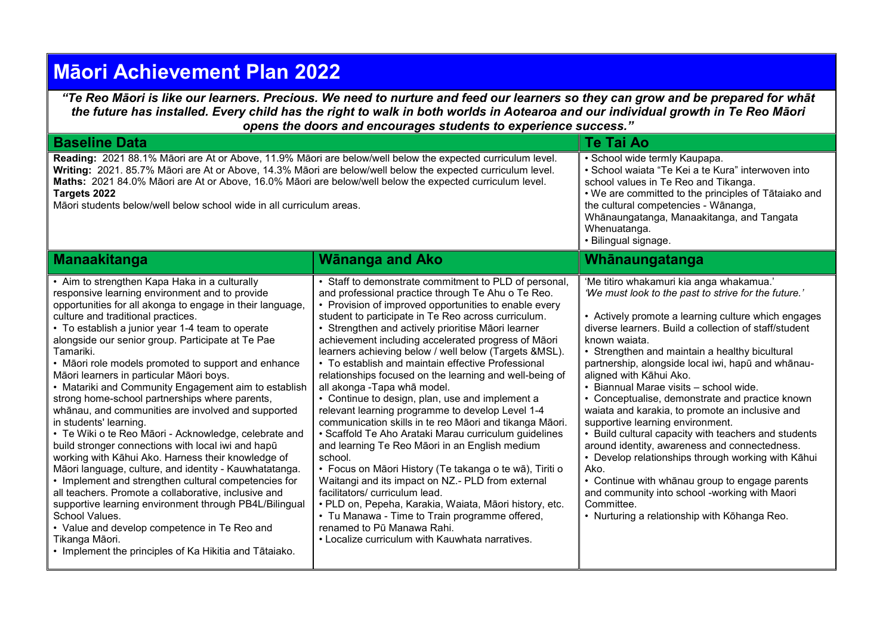# Māori Achievement Plan 2022

***"Te Reo Māori is like our learners. Precious. We need to nurture and feed our learners so they can grow and be prepared for whāt the future has installed. Every child has the right to walk in both worlds in Aotearoa and our individual growth in Te Reo Māori opens the doors and encourages students to experience success."***

## Baseline Data

**Reading:** 2021 88.1% Māori are At or Above, 11.9% Māori are below/well below the expected curriculum level.
**Writing:** 2021. 85.7% Māori are At or Above, 14.3% Māori are below/well below the expected curriculum level.
**Maths:** 2021 84.0% Māori are At or Above, 16.0% Māori are below/well below the expected curriculum level.
**Targets 2022**
Māori students below/well below school wide in all curriculum areas.

## Te Tai Ao

- School wide termly Kaupapa.
- School waiata "Te Kei a te Kura" interwoven into school values in Te Reo and Tikanga.
- We are committed to the principles of Tātaiako and the cultural competencies - Wānanga, Whānaungatanga, Manaakitanga, and Tangata Whenuatanga.
- Bilingual signage.

## Manaakitanga

- Aim to strengthen Kapa Haka in a culturally responsive learning environment and to provide opportunities for all akonga to engage in their language, culture and traditional practices.
- To establish a junior year 1-4 team to operate alongside our senior group. Participate at Te Pae Tamariki.
- Māori role models promoted to support and enhance Māori learners in particular Māori boys.
- Matariki and Community Engagement aim to establish strong home-school partnerships where parents, whānau, and communities are involved and supported in students' learning.
- Te Wiki o te Reo Māori - Acknowledge, celebrate and build stronger connections with local iwi and hapū working with Kāhui Ako. Harness their knowledge of Māori language, culture, and identity - Kauwhatatanga.
- Implement and strengthen cultural competencies for all teachers. Promote a collaborative, inclusive and supportive learning environment through PB4L/Bilingual School Values.
- Value and develop competence in Te Reo and Tikanga Māori.
- Implement the principles of Ka Hikitia and Tātaiako.

## Wānanga and Ako

- Staff to demonstrate commitment to PLD of personal, and professional practice through Te Ahu o Te Reo.
- Provision of improved opportunities to enable every student to participate in Te Reo across curriculum.
- Strengthen and actively prioritise Māori learner achievement including accelerated progress of Māori learners achieving below / well below (Targets &MSL).
- To establish and maintain effective Professional relationships focused on the learning and well-being of all akonga -Tapa whā model.
- Continue to design, plan, use and implement a relevant learning programme to develop Level 1-4 communication skills in te reo Māori and tikanga Māori.
- Scaffold Te Aho Arataki Marau curriculum guidelines and learning Te Reo Māori in an English medium school.
- Focus on Māori History (Te takanga o te wā), Tiriti o Waitangi and its impact on NZ.- PLD from external facilitators/ curriculum lead.
- PLD on, Pepeha, Karakia, Waiata, Māori history, etc.
- Tu Manawa - Time to Train programme offered, renamed to Pū Manawa Rahi.
- Localize curriculum with Kauwhata narratives.

## Whānaungatanga

'Me titiro whakamuri kia anga whakamua.'
*'We must look to the past to strive for the future.'*

- Actively promote a learning culture which engages diverse learners. Build a collection of staff/student known waiata.
- Strengthen and maintain a healthy bicultural partnership, alongside local iwi, hapū and whānau- aligned with Kāhui Ako.
- Biannual Marae visits – school wide.
- Conceptualise, demonstrate and practice known waiata and karakia, to promote an inclusive and supportive learning environment.
- Build cultural capacity with teachers and students around identity, awareness and connectedness.
- Develop relationships through working with Kāhui Ako.
- Continue with whānau group to engage parents and community into school -working with Maori Committee.
- Nurturing a relationship with Kōhanga Reo.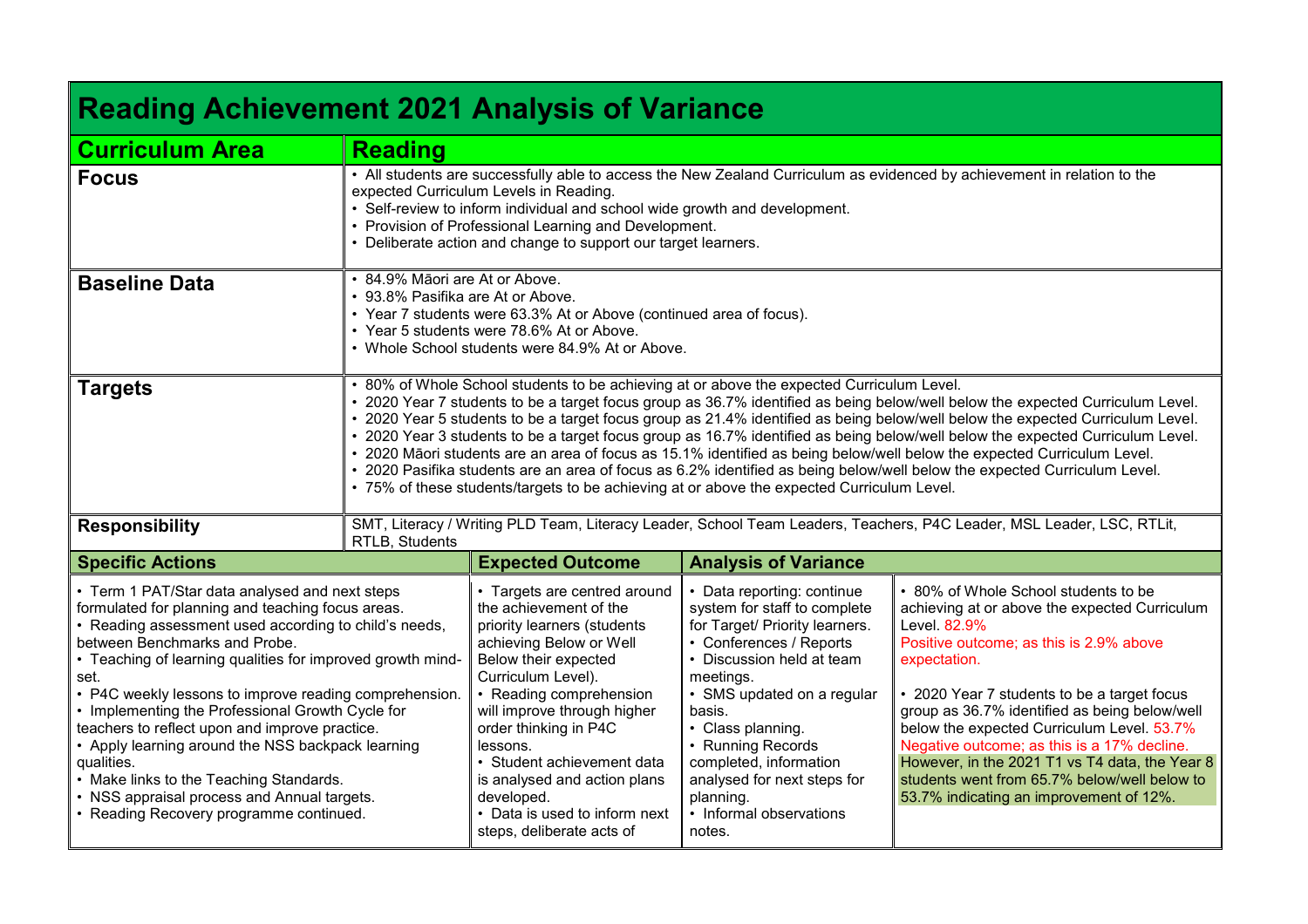# Reading Achievement 2021 Analysis of Variance

| **Curriculum Area** | **Reading** |
|---|---|
| **Focus** | • All students are successfully able to access the New Zealand Curriculum as evidenced by achievement in relation to the expected Curriculum Levels in Reading.<br>• Self-review to inform individual and school wide growth and development.<br>• Provision of Professional Learning and Development.<br>• Deliberate action and change to support our target learners. |
| **Baseline Data** | • 84.9% Māori are At or Above.<br>• 93.8% Pasifika are At or Above.<br>• Year 7 students were 63.3% At or Above (continued area of focus).<br>• Year 5 students were 78.6% At or Above.<br>• Whole School students were 84.9% At or Above. |
| **Targets** | • 80% of Whole School students to be achieving at or above the expected Curriculum Level.<br>• 2020 Year 7 students to be a target focus group as 36.7% identified as being below/well below the expected Curriculum Level.<br>• 2020 Year 5 students to be a target focus group as 21.4% identified as being below/well below the expected Curriculum Level.<br>• 2020 Year 3 students to be a target focus group as 16.7% identified as being below/well below the expected Curriculum Level.<br>• 2020 Māori students are an area of focus as 15.1% identified as being below/well below the expected Curriculum Level.<br>• 2020 Pasifika students are an area of focus as 6.2% identified as being below/well below the expected Curriculum Level.<br>• 75% of these students/targets to be achieving at or above the expected Curriculum Level. |
| **Responsibility** | SMT, Literacy / Writing PLD Team, Literacy Leader, School Team Leaders, Teachers, P4C Leader, MSL Leader, LSC, RTLit, RTLB, Students |

| **Specific Actions** | **Expected Outcome** | **Analysis of Variance** | |
|---|---|---|---|
| • Term 1 PAT/Star data analysed and next steps formulated for planning and teaching focus areas.<br>• Reading assessment used according to child's needs, between Benchmarks and Probe.<br>• Teaching of learning qualities for improved growth mind-set.<br>• P4C weekly lessons to improve reading comprehension.<br>• Implementing the Professional Growth Cycle for teachers to reflect upon and improve practice.<br>• Apply learning around the NSS backpack learning qualities.<br>• Make links to the Teaching Standards.<br>• NSS appraisal process and Annual targets.<br>• Reading Recovery programme continued. | • Targets are centred around the achievement of the priority learners (students achieving Below or Well Below their expected Curriculum Level).<br>• Reading comprehension will improve through higher order thinking in P4C lessons.<br>• Student achievement data is analysed and action plans developed.<br>• Data is used to inform next steps, deliberate acts of | • Data reporting: continue system for staff to complete for Target/ Priority learners.<br>• Conferences / Reports<br>• Discussion held at team meetings.<br>• SMS updated on a regular basis.<br>• Class planning.<br>• Running Records completed, information analysed for next steps for planning.<br>• Informal observations notes. | • 80% of Whole School students to be achieving at or above the expected Curriculum Level. 82.9%<br>Positive outcome; as this is 2.9% above expectation.<br><br>• 2020 Year 7 students to be a target focus group as 36.7% identified as being below/well below the expected Curriculum Level. 53.7%<br>Negative outcome; as this is a 17% decline.<br>However, in the 2021 T1 vs T4 data, the Year 8 students went from 65.7% below/well below to 53.7% indicating an improvement of 12%. |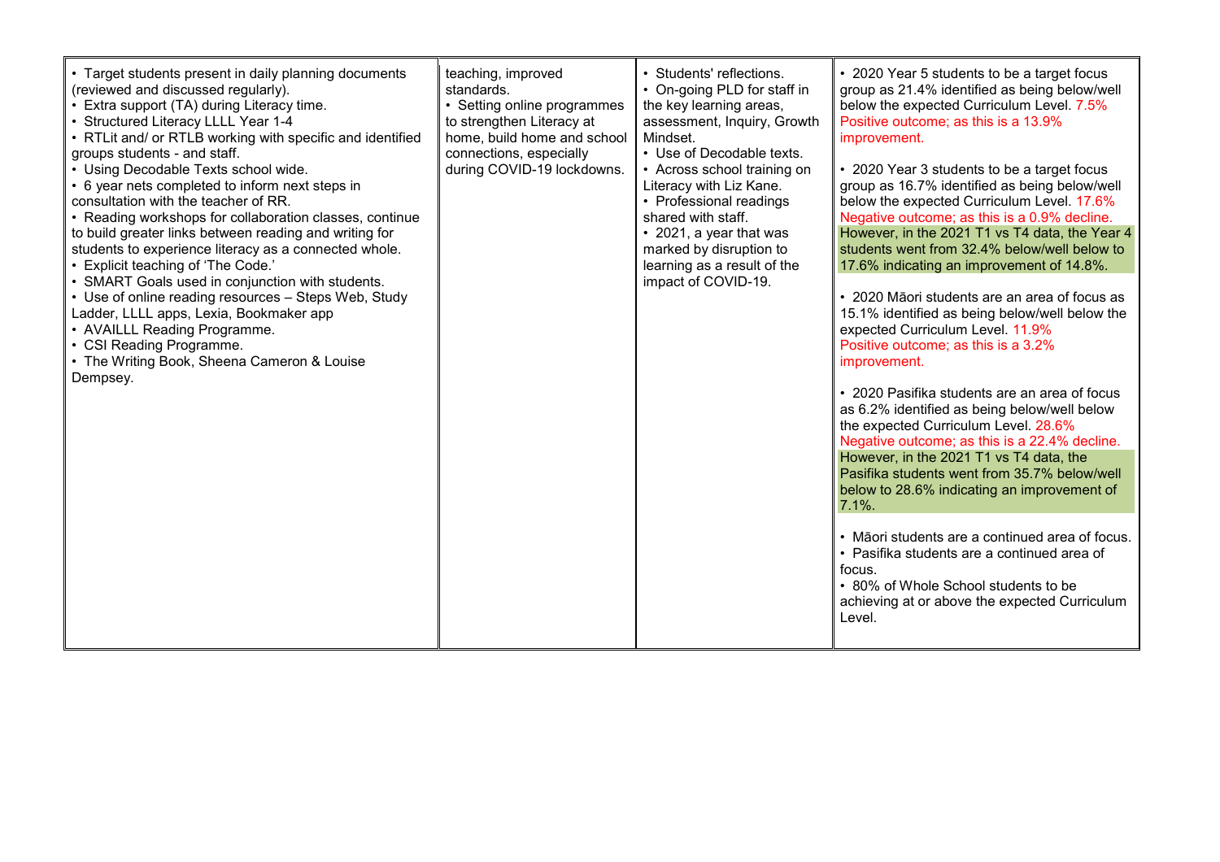| | | | |
|---|---|---|---|
| • Target students present in daily planning documents (reviewed and discussed regularly).<br>• Extra support (TA) during Literacy time.<br>• Structured Literacy LLLL Year 1-4<br>• RTLit and/ or RTLB working with specific and identified groups students - and staff.<br>• Using Decodable Texts school wide.<br>• 6 year nets completed to inform next steps in consultation with the teacher of RR.<br>• Reading workshops for collaboration classes, continue to build greater links between reading and writing for students to experience literacy as a connected whole.<br>• Explicit teaching of 'The Code.'<br>• SMART Goals used in conjunction with students.<br>• Use of online reading resources – Steps Web, Study Ladder, LLLL apps, Lexia, Bookmaker app<br>• AVAILLL Reading Programme.<br>• CSI Reading Programme.<br>• The Writing Book, Sheena Cameron & Louise Dempsey. | teaching, improved standards.<br>• Setting online programmes to strengthen Literacy at home, build home and school connections, especially during COVID-19 lockdowns. | • Students' reflections.<br>• On-going PLD for staff in the key learning areas, assessment, Inquiry, Growth Mindset.<br>• Use of Decodable texts.<br>• Across school training on Literacy with Liz Kane.<br>• Professional readings shared with staff.<br>• 2021, a year that was marked by disruption to learning as a result of the impact of COVID-19. | • 2020 Year 5 students to be a target focus group as 21.4% identified as being below/well below the expected Curriculum Level. 7.5% Positive outcome; as this is a 13.9% improvement.<br><br>• 2020 Year 3 students to be a target focus group as 16.7% identified as being below/well below the expected Curriculum Level. 17.6% Negative outcome; as this is a 0.9% decline. However, in the 2021 T1 vs T4 data, the Year 4 students went from 32.4% below/well below to 17.6% indicating an improvement of 14.8%.<br><br>• 2020 Māori students are an area of focus as 15.1% identified as being below/well below the expected Curriculum Level. 11.9% Positive outcome; as this is a 3.2% improvement.<br><br>• 2020 Pasifika students are an area of focus as 6.2% identified as being below/well below the expected Curriculum Level. 28.6% Negative outcome; as this is a 22.4% decline. However, in the 2021 T1 vs T4 data, the Pasifika students went from 35.7% below/well below to 28.6% indicating an improvement of 7.1%.<br><br>• Māori students are a continued area of focus.<br>• Pasifika students are a continued area of focus.<br>• 80% of Whole School students to be achieving at or above the expected Curriculum Level. |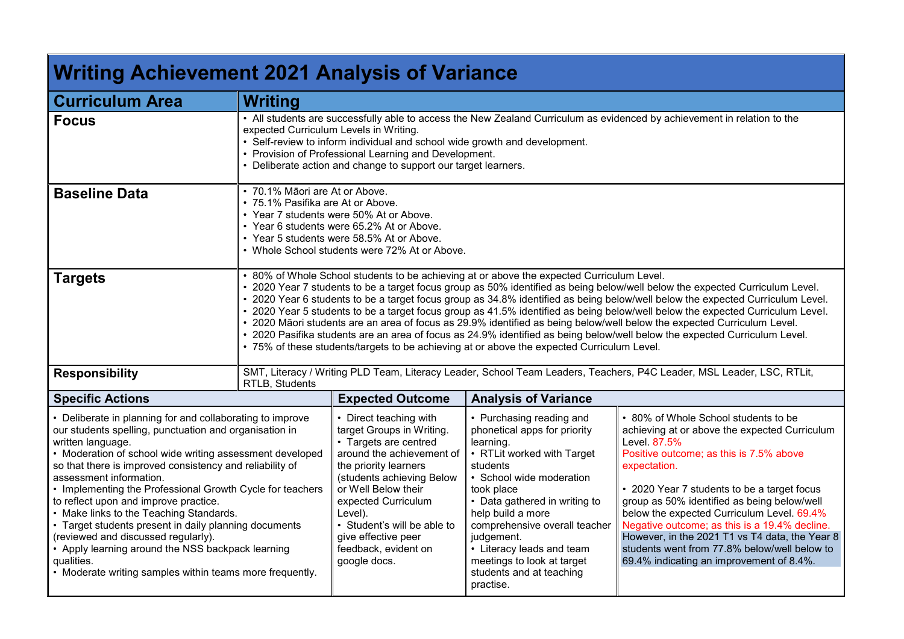# Writing Achievement 2021 Analysis of Variance

| Curriculum Area | Writing |
|---|---|
| **Focus** | • All students are successfully able to access the New Zealand Curriculum as evidenced by achievement in relation to the expected Curriculum Levels in Writing.<br>• Self-review to inform individual and school wide growth and development.<br>• Provision of Professional Learning and Development.<br>• Deliberate action and change to support our target learners. |
| **Baseline Data** | • 70.1% Māori are At or Above.<br>• 75.1% Pasifika are At or Above.<br>• Year 7 students were 50% At or Above.<br>• Year 6 students were 65.2% At or Above.<br>• Year 5 students were 58.5% At or Above.<br>• Whole School students were 72% At or Above. |
| **Targets** | • 80% of Whole School students to be achieving at or above the expected Curriculum Level.<br>• 2020 Year 7 students to be a target focus group as 50% identified as being below/well below the expected Curriculum Level.<br>• 2020 Year 6 students to be a target focus group as 34.8% identified as being below/well below the expected Curriculum Level.<br>• 2020 Year 5 students to be a target focus group as 41.5% identified as being below/well below the expected Curriculum Level.<br>• 2020 Māori students are an area of focus as 29.9% identified as being below/well below the expected Curriculum Level.<br>• 2020 Pasifika students are an area of focus as 24.9% identified as being below/well below the expected Curriculum Level.<br>• 75% of these students/targets to be achieving at or above the expected Curriculum Level. |
| **Responsibility** | SMT, Literacy / Writing PLD Team, Literacy Leader, School Team Leaders, Teachers, P4C Leader, MSL Leader, LSC, RTLit, RTLB, Students |

| Specific Actions | Expected Outcome | Analysis of Variance | |
|---|---|---|---|
| • Deliberate in planning for and collaborating to improve our students spelling, punctuation and organisation in written language.<br>• Moderation of school wide writing assessment developed so that there is improved consistency and reliability of assessment information.<br>• Implementing the Professional Growth Cycle for teachers to reflect upon and improve practice.<br>• Make links to the Teaching Standards.<br>• Target students present in daily planning documents (reviewed and discussed regularly).<br>• Apply learning around the NSS backpack learning qualities.<br>• Moderate writing samples within teams more frequently. | • Direct teaching with target Groups in Writing.<br>• Targets are centred around the achievement of the priority learners (students achieving Below or Well Below their expected Curriculum Level).<br>• Student's will be able to give effective peer feedback, evident on google docs. | • Purchasing reading and phonetical apps for priority learning.<br>• RTLit worked with Target students<br>• School wide moderation took place<br>• Data gathered in writing to help build a more comprehensive overall teacher judgement.<br>• Literacy leads and team meetings to look at target students and at teaching practise. | • 80% of Whole School students to be achieving at or above the expected Curriculum Level. 87.5%<br>Positive outcome; as this is 7.5% above expectation.<br><br>• 2020 Year 7 students to be a target focus group as 50% identified as being below/well below the expected Curriculum Level. 69.4%<br>Negative outcome; as this is a 19.4% decline. However, in the 2021 T1 vs T4 data, the Year 8 students went from 77.8% below/well below to 69.4% indicating an improvement of 8.4%. |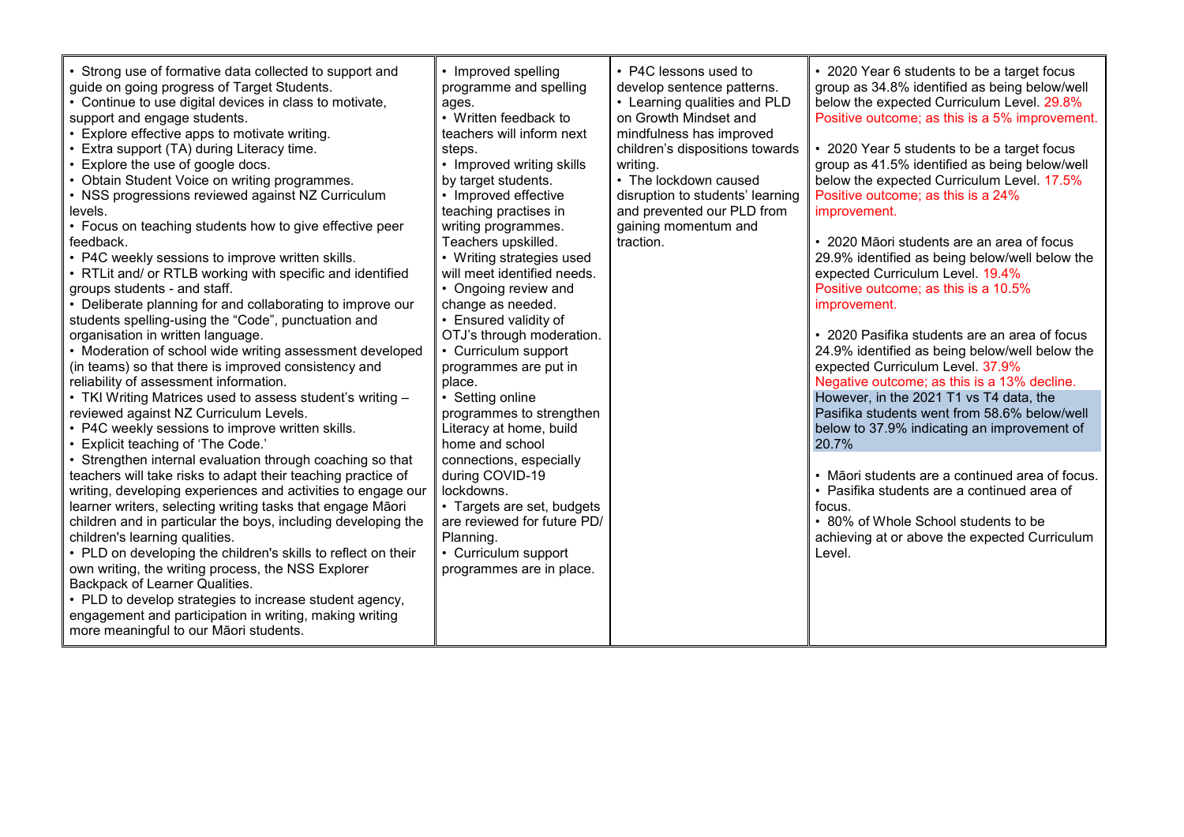| | | | |
|---|---|---|---|
| • Strong use of formative data collected to support and guide on going progress of Target Students.<br>• Continue to use digital devices in class to motivate, support and engage students.<br>• Explore effective apps to motivate writing.<br>• Extra support (TA) during Literacy time.<br>• Explore the use of google docs.<br>• Obtain Student Voice on writing programmes.<br>• NSS progressions reviewed against NZ Curriculum levels.<br>• Focus on teaching students how to give effective peer feedback.<br>• P4C weekly sessions to improve written skills.<br>• RTLit and/ or RTLB working with specific and identified groups students - and staff.<br>• Deliberate planning for and collaborating to improve our students spelling-using the "Code", punctuation and organisation in written language.<br>• Moderation of school wide writing assessment developed (in teams) so that there is improved consistency and reliability of assessment information.<br>• TKI Writing Matrices used to assess student's writing – reviewed against NZ Curriculum Levels.<br>• P4C weekly sessions to improve written skills.<br>• Explicit teaching of 'The Code.'<br>• Strengthen internal evaluation through coaching so that teachers will take risks to adapt their teaching practice of writing, developing experiences and activities to engage our learner writers, selecting writing tasks that engage Māori children and in particular the boys, including developing the children's learning qualities.<br>• PLD on developing the children's skills to reflect on their own writing, the writing process, the NSS Explorer Backpack of Learner Qualities.<br>• PLD to develop strategies to increase student agency, engagement and participation in writing, making writing more meaningful to our Māori students. | • Improved spelling programme and spelling ages.<br>• Written feedback to teachers will inform next steps.<br>• Improved writing skills by target students.<br>• Improved effective teaching practises in writing programmes. Teachers upskilled.<br>• Writing strategies used will meet identified needs.<br>• Ongoing review and change as needed.<br>• Ensured validity of OTJ's through moderation.<br>• Curriculum support programmes are put in place.<br>• Setting online programmes to strengthen Literacy at home, build home and school connections, especially during COVID-19 lockdowns.<br>• Targets are set, budgets are reviewed for future PD/ Planning.<br>• Curriculum support programmes are in place. | • P4C lessons used to develop sentence patterns.<br>• Learning qualities and PLD on Growth Mindset and mindfulness has improved children's dispositions towards writing.<br>• The lockdown caused disruption to students' learning and prevented our PLD from gaining momentum and traction. | • 2020 Year 6 students to be a target focus group as 34.8% identified as being below/well below the expected Curriculum Level. 29.8% Positive outcome; as this is a 5% improvement.<br><br>• 2020 Year 5 students to be a target focus group as 41.5% identified as being below/well below the expected Curriculum Level. 17.5% Positive outcome; as this is a 24% improvement.<br><br>• 2020 Māori students are an area of focus 29.9% identified as being below/well below the expected Curriculum Level. 19.4% Positive outcome; as this is a 10.5% improvement.<br><br>• 2020 Pasifika students are an area of focus 24.9% identified as being below/well below the expected Curriculum Level. 37.9% Negative outcome; as this is a 13% decline. However, in the 2021 T1 vs T4 data, the Pasifika students went from 58.6% below/well below to 37.9% indicating an improvement of 20.7%<br><br>• Māori students are a continued area of focus.<br>• Pasifika students are a continued area of focus.<br>• 80% of Whole School students to be achieving at or above the expected Curriculum Level. |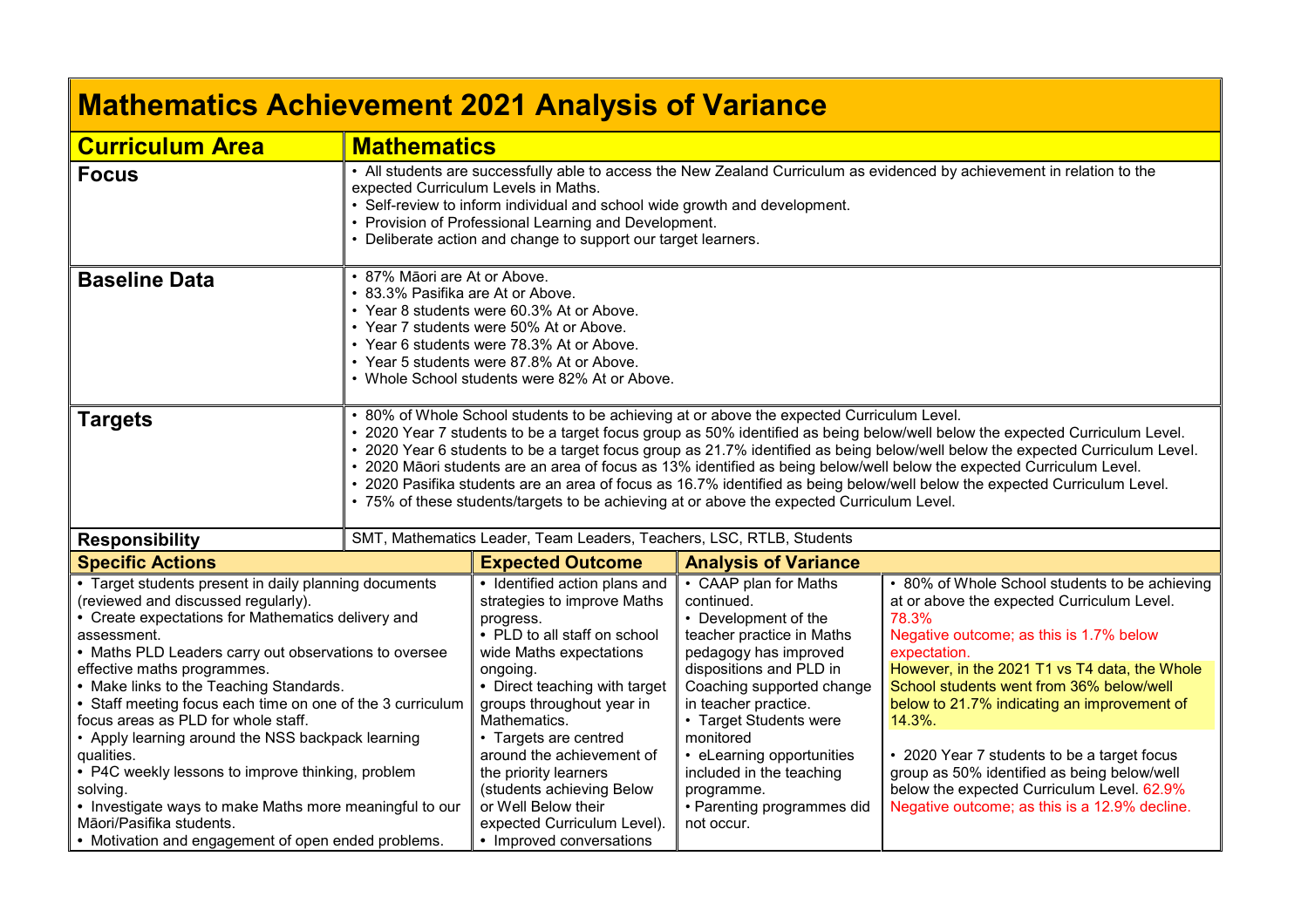# Mathematics Achievement 2021 Analysis of Variance

| Curriculum Area | Mathematics |
|---|---|
| **Focus** | • All students are successfully able to access the New Zealand Curriculum as evidenced by achievement in relation to the expected Curriculum Levels in Maths.<br>• Self-review to inform individual and school wide growth and development.<br>• Provision of Professional Learning and Development.<br>• Deliberate action and change to support our target learners. |
| **Baseline Data** | • 87% Māori are At or Above.<br>• 83.3% Pasifika are At or Above.<br>• Year 8 students were 60.3% At or Above.<br>• Year 7 students were 50% At or Above.<br>• Year 6 students were 78.3% At or Above.<br>• Year 5 students were 87.8% At or Above.<br>• Whole School students were 82% At or Above. |
| **Targets** | • 80% of Whole School students to be achieving at or above the expected Curriculum Level.<br>• 2020 Year 7 students to be a target focus group as 50% identified as being below/well below the expected Curriculum Level.<br>• 2020 Year 6 students to be a target focus group as 21.7% identified as being below/well below the expected Curriculum Level.<br>• 2020 Māori students are an area of focus as 13% identified as being below/well below the expected Curriculum Level.<br>• 2020 Pasifika students are an area of focus as 16.7% identified as being below/well below the expected Curriculum Level.<br>• 75% of these students/targets to be achieving at or above the expected Curriculum Level. |
| **Responsibility** | SMT, Mathematics Leader, Team Leaders, Teachers, LSC, RTLB, Students |

| Specific Actions | Expected Outcome | Analysis of Variance | |
|---|---|---|---|
| • Target students present in daily planning documents (reviewed and discussed regularly).<br>• Create expectations for Mathematics delivery and assessment.<br>• Maths PLD Leaders carry out observations to oversee effective maths programmes.<br>• Make links to the Teaching Standards.<br>• Staff meeting focus each time on one of the 3 curriculum focus areas as PLD for whole staff.<br>• Apply learning around the NSS backpack learning qualities.<br>• P4C weekly lessons to improve thinking, problem solving.<br>• Investigate ways to make Maths more meaningful to our Māori/Pasifika students.<br>• Motivation and engagement of open ended problems. | • Identified action plans and strategies to improve Maths progress.<br>• PLD to all staff on school wide Maths expectations ongoing.<br>• Direct teaching with target groups throughout year in Mathematics.<br>• Targets are centred around the achievement of the priority learners (students achieving Below or Well Below their expected Curriculum Level).<br>• Improved conversations | • CAAP plan for Maths continued.<br>• Development of the teacher practice in Maths pedagogy has improved dispositions and PLD in Coaching supported change in teacher practice.<br>• Target Students were monitored<br>• eLearning opportunities included in the teaching programme.<br>• Parenting programmes did not occur. | • 80% of Whole School students to be achieving at or above the expected Curriculum Level.<br>78.3%<br>Negative outcome; as this is 1.7% below expectation.<br>However, in the 2021 T1 vs T4 data, the Whole School students went from 36% below/well below to 21.7% indicating an improvement of 14.3%.<br><br>• 2020 Year 7 students to be a target focus group as 50% identified as being below/well below the expected Curriculum Level. 62.9%<br>Negative outcome; as this is a 12.9% decline. |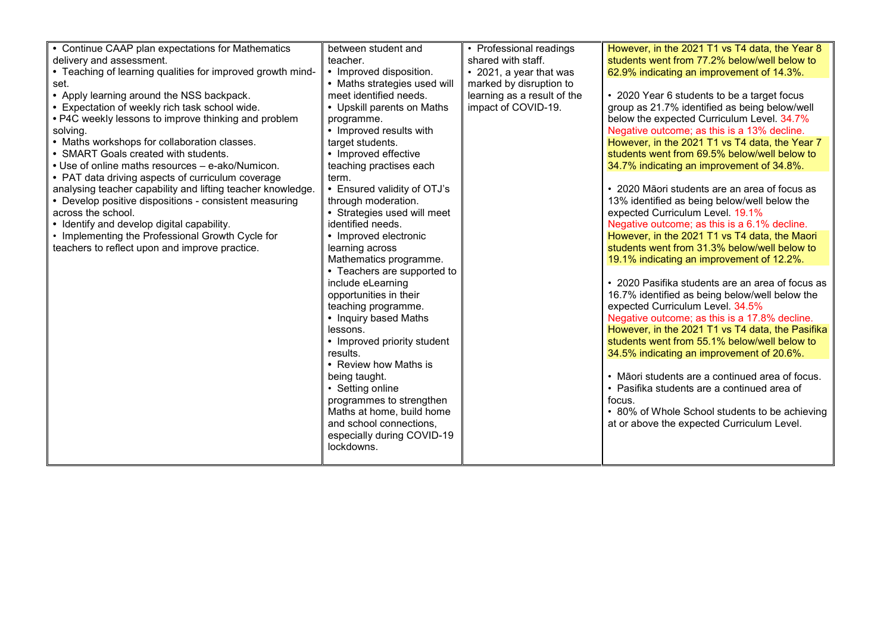| | | | |
|---|---|---|---|
| • Continue CAAP plan expectations for Mathematics delivery and assessment.<br>• Teaching of learning qualities for improved growth mind-set.<br>• Apply learning around the NSS backpack.<br>• Expectation of weekly rich task school wide.<br>• P4C weekly lessons to improve thinking and problem solving.<br>• Maths workshops for collaboration classes.<br>• SMART Goals created with students.<br>• Use of online maths resources – e-ako/Numicon.<br>• PAT data driving aspects of curriculum coverage analysing teacher capability and lifting teacher knowledge.<br>• Develop positive dispositions - consistent measuring across the school.<br>• Identify and develop digital capability.<br>• Implementing the Professional Growth Cycle for teachers to reflect upon and improve practice. | between student and teacher.<br>• Improved disposition.<br>• Maths strategies used will meet identified needs.<br>• Upskill parents on Maths programme.<br>• Improved results with target students.<br>• Improved effective teaching practises each term.<br>• Ensured validity of OTJ's through moderation.<br>• Strategies used will meet identified needs.<br>• Improved electronic learning across Mathematics programme.<br>• Teachers are supported to include eLearning opportunities in their teaching programme.<br>• Inquiry based Maths lessons.<br>• Improved priority student results.<br>• Review how Maths is being taught.<br>• Setting online programmes to strengthen Maths at home, build home and school connections, especially during COVID-19 lockdowns. | • Professional readings shared with staff.<br>• 2021, a year that was marked by disruption to learning as a result of the impact of COVID-19. | However, in the 2021 T1 vs T4 data, the Year 8 students went from 77.2% below/well below to 62.9% indicating an improvement of 14.3%.<br><br>• 2020 Year 6 students to be a target focus group as 21.7% identified as being below/well below the expected Curriculum Level. 34.7% Negative outcome; as this is a 13% decline.<br>However, in the 2021 T1 vs T4 data, the Year 7 students went from 69.5% below/well below to 34.7% indicating an improvement of 34.8%.<br><br>• 2020 Māori students are an area of focus as 13% identified as being below/well below the expected Curriculum Level. 19.1% Negative outcome; as this is a 6.1% decline.<br>However, in the 2021 T1 vs T4 data, the Maori students went from 31.3% below/well below to 19.1% indicating an improvement of 12.2%.<br><br>• 2020 Pasifika students are an area of focus as 16.7% identified as being below/well below the expected Curriculum Level. 34.5% Negative outcome; as this is a 17.8% decline.<br>However, in the 2021 T1 vs T4 data, the Pasifika students went from 55.1% below/well below to 34.5% indicating an improvement of 20.6%.<br><br>• Māori students are a continued area of focus.<br>• Pasifika students are a continued area of focus.<br>• 80% of Whole School students to be achieving at or above the expected Curriculum Level. |